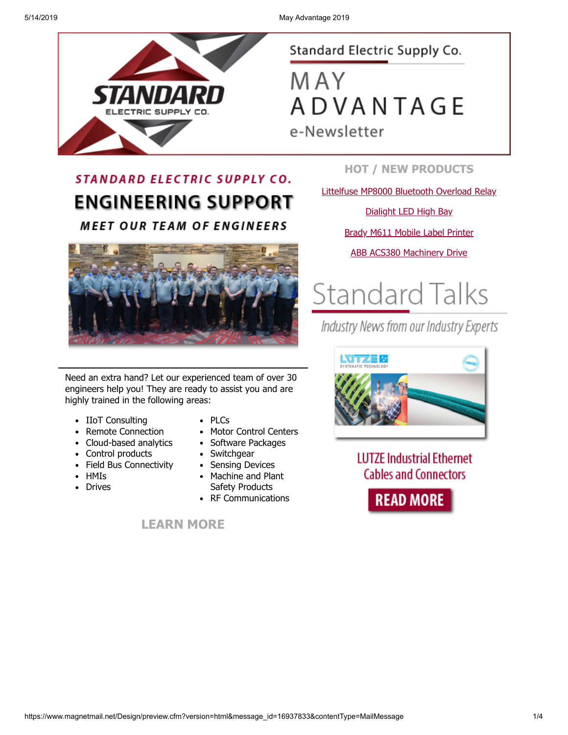# Standard Electric Supply Co.

# MAY ADVANTAGE

e-Newsletter

## STANDARD ELECTRIC SUPPLY CO.

# ENGINEERING SUPPORT

### MEET OUR TEAM OF ENGINEERS

Need an extra hand? Let our experienced team of over 30 engineers help you! They are ready to assist you and are highly trained in the following areas:

- IIoT Consulting
- Remote Connection
- Cloud-based analytics
- Control products
- Field Bus Connectivity
- HMIs
- Drives
- PLCs
- Motor Control Centers
- Software Packages
- Switchgear
- Sensing Devices
- Machine and Plant Safety Products
- RF Communications

**LEARN MORE**

## HOT / NEW PRODUCTS

Littelfuse MP8000 Bluetooth Overload Relay

Dialight LED High Bay

Brady M611 Mobile Label Printer

ABB ACS380 Machinery Drive

# Standard Talks

*Industry News from our Industry Experts*

**LUTZE Industrial Ethernet Cables and Connectors**

**READ MORE**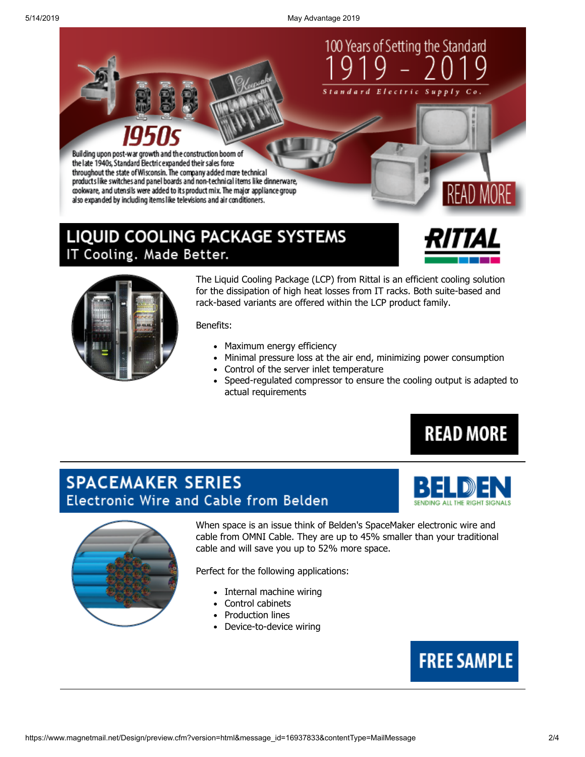100 Years of Setting the Standard

1919 - 2019

Standard Electric Supply Co.

## 1950s

Building upon post-war growth and the construction boom of the late 1940s, Standard Electric expanded their sales force throughout the state of Wisconsin. The company added more technical products like switches and panel boards and non-technical items like dinnerware, cookware, and utensils were added to its product mix. The major appliance group also expanded by including items like televisions and air conditioners.

READ MORE

## LIQUID COOLING PACKAGE SYSTEMS

### IT Cooling. Made Better.

RITTAL

The Liquid Cooling Package (LCP) from Rittal is an efficient cooling solution for the dissipation of high heat losses from IT racks. Both suite-based and rack-based variants are offered within the LCP product family.

Benefits:

- Maximum energy efficiency
- Minimal pressure loss at the air end, minimizing power consumption
- Control of the server inlet temperature
- Speed-regulated compressor to ensure the cooling output is adapted to actual requirements

READ MORE

## SPACEMAKER SERIES

### Electronic Wire and Cable from Belden

BELDEN
SENDING ALL THE RIGHT SIGNALS

When space is an issue think of Belden's SpaceMaker electronic wire and cable from OMNI Cable. They are up to 45% smaller than your traditional cable and will save you up to 52% more space.

Perfect for the following applications:

- Internal machine wiring
- Control cabinets
- Production lines
- Device-to-device wiring

FREE SAMPLE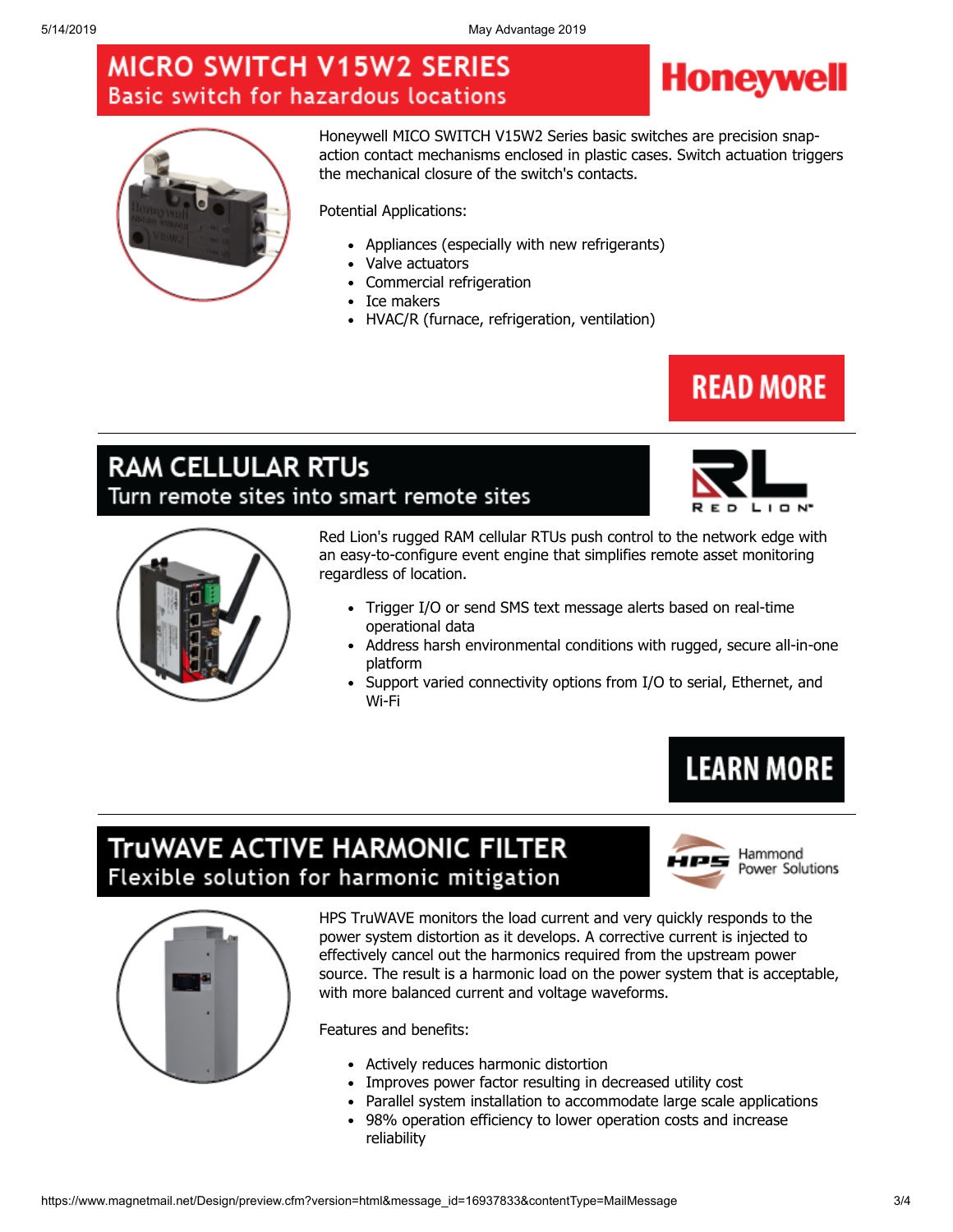# MICRO SWITCH V15W2 SERIES
## Basic switch for hazardous locations

Honeywell

Honeywell MICO SWITCH V15W2 Series basic switches are precision snap-action contact mechanisms enclosed in plastic cases. Switch actuation triggers the mechanical closure of the switch's contacts.

Potential Applications:

- Appliances (especially with new refrigerants)
- Valve actuators
- Commercial refrigeration
- Ice makers
- HVAC/R (furnace, refrigeration, ventilation)

READ MORE

---

# RAM CELLULAR RTUs
## Turn remote sites into smart remote sites

RED LION

Red Lion's rugged RAM cellular RTUs push control to the network edge with an easy-to-configure event engine that simplifies remote asset monitoring regardless of location.

- Trigger I/O or send SMS text message alerts based on real-time operational data
- Address harsh environmental conditions with rugged, secure all-in-one platform
- Support varied connectivity options from I/O to serial, Ethernet, and Wi-Fi

LEARN MORE

---

# TruWAVE ACTIVE HARMONIC FILTER
## Flexible solution for harmonic mitigation

HPS Hammond Power Solutions

HPS TruWAVE monitors the load current and very quickly responds to the power system distortion as it develops. A corrective current is injected to effectively cancel out the harmonics required from the upstream power source. The result is a harmonic load on the power system that is acceptable, with more balanced current and voltage waveforms.

Features and benefits:

- Actively reduces harmonic distortion
- Improves power factor resulting in decreased utility cost
- Parallel system installation to accommodate large scale applications
- 98% operation efficiency to lower operation costs and increase reliability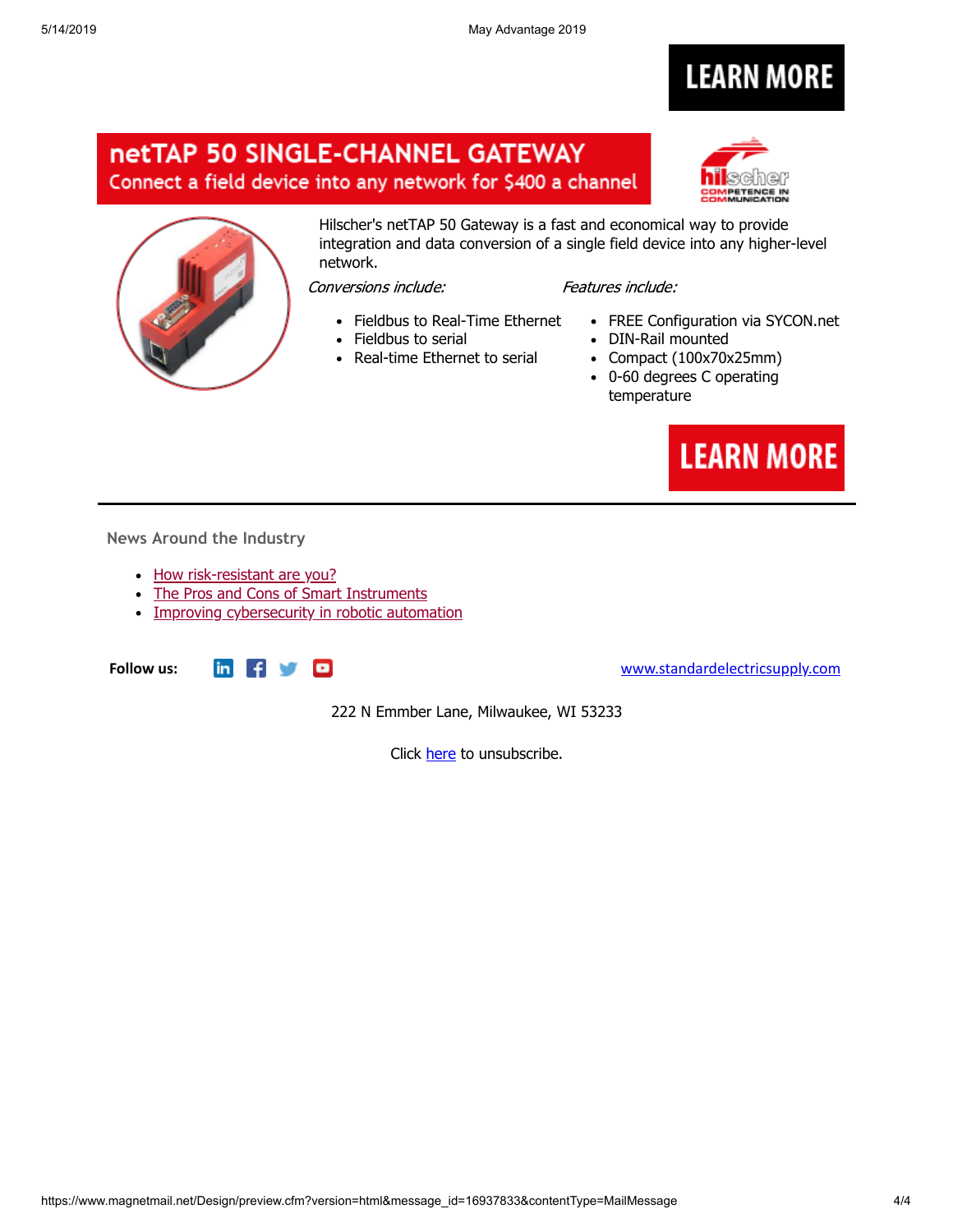LEARN MORE

## netTAP 50 SINGLE-CHANNEL GATEWAY

Connect a field device into any network for $400 a channel

hilscher COMPETENCE IN COMMUNICATION

Hilscher's netTAP 50 Gateway is a fast and economical way to provide integration and data conversion of a single field device into any higher-level network.

*Conversions include:*

- Fieldbus to Real-Time Ethernet
- Fieldbus to serial
- Real-time Ethernet to serial

*Features include:*

- FREE Configuration via SYCON.net
- DIN-Rail mounted
- Compact (100x70x25mm)
- 0-60 degrees C operating temperature

LEARN MORE

---

News Around the Industry

- How risk-resistant are you?
- The Pros and Cons of Smart Instruments
- Improving cybersecurity in robotic automation

**Follow us:**

www.standardelectricsupply.com

222 N Emmber Lane, Milwaukee, WI 53233

Click here to unsubscribe.